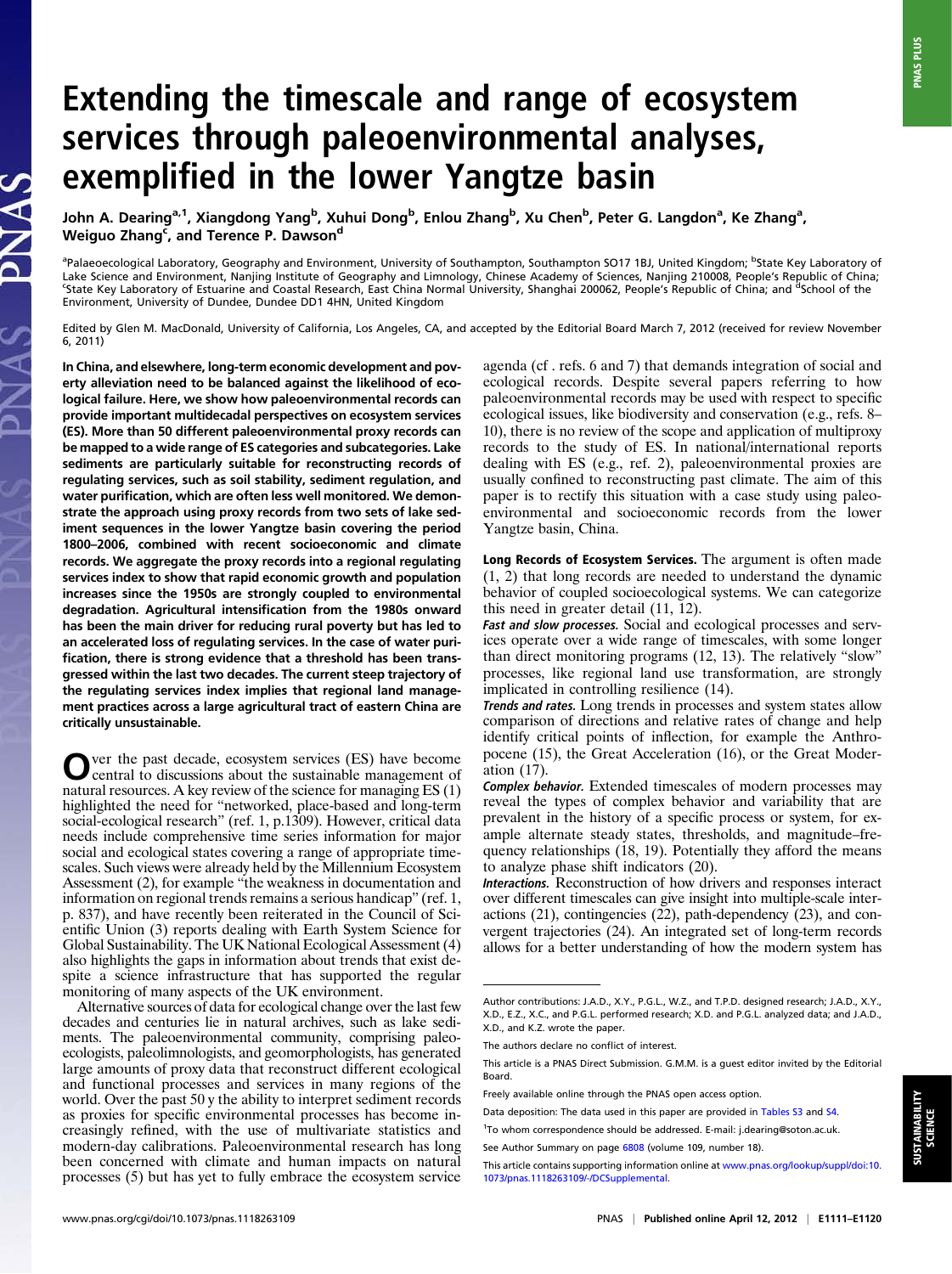# Extending the timescale and range of ecosystem services through paleoenvironmental analyses, exemplified in the lower Yangtze basin

John A. Dearing[a,1], Xiangdong Yang[b], Xuhui Dong[b], Enlou Zhang[b], Xu Chen[b], Peter G. Langdon[a], Ke Zhang[a], Weiguo Zhang[c], and Terence P. Dawson[d]

[a]Palaeoecological Laboratory, Geography and Environment, University of Southampton, Southampton SO17 1BJ, United Kingdom; [b]State Key Laboratory of Lake Science and Environment, Nanjing Institute of Geography and Limnology, Chinese Academy of Sciences, Nanjing 210008, People's Republic of China; [c]State Key Laboratory of Estuarine and Coastal Research, East China Normal University, Shanghai 200062, People's Republic of China; and [d]School of the Environment, University of Dundee, Dundee DD1 4HN, United Kingdom

Edited by Glen M. MacDonald, University of California, Los Angeles, CA, and accepted by the Editorial Board March 7, 2012 (received for review November 6, 2011)

**In China, and elsewhere, long-term economic development and poverty alleviation need to be balanced against the likelihood of ecological failure. Here, we show how paleoenvironmental records can provide important multidecadal perspectives on ecosystem services (ES). More than 50 different paleoenvironmental proxy records can be mapped to a wide range of ES categories and subcategories. Lake sediments are particularly suitable for reconstructing records of regulating services, such as soil stability, sediment regulation, and water purification, which are often less well monitored. We demonstrate the approach using proxy records from two sets of lake sediment sequences in the lower Yangtze basin covering the period 1800–2006, combined with recent socioeconomic and climate records. We aggregate the proxy records into a regional regulating services index to show that rapid economic growth and population increases since the 1950s are strongly coupled to environmental degradation. Agricultural intensification from the 1980s onward has been the main driver for reducing rural poverty but has led to an accelerated loss of regulating services. In the case of water purification, there is strong evidence that a threshold has been transgressed within the last two decades. The current steep trajectory of the regulating services index implies that regional land management practices across a large agricultural tract of eastern China are critically unsustainable.**

Over the past decade, ecosystem services (ES) have become central to discussions about the sustainable management of natural resources. A key review of the science for managing ES (1) highlighted the need for "networked, place-based and long-term social-ecological research" (ref. 1, p.1309). However, critical data needs include comprehensive time series information for major social and ecological states covering a range of appropriate timescales. Such views were already held by the Millennium Ecosystem Assessment (2), for example "the weakness in documentation and information on regional trends remains a serious handicap" (ref. 1, p. 837), and have recently been reiterated in the Council of Scientific Union (3) reports dealing with Earth System Science for Global Sustainability. The UK National Ecological Assessment (4) also highlights the gaps in information about trends that exist despite a science infrastructure that has supported the regular monitoring of many aspects of the UK environment.

Alternative sources of data for ecological change over the last few decades and centuries lie in natural archives, such as lake sediments. The paleoenvironmental community, comprising paleoecologists, paleolimnologists, and geomorphologists, has generated large amounts of proxy data that reconstruct different ecological and functional processes and services in many regions of the world. Over the past 50 y the ability to interpret sediment records as proxies for specific environmental processes has become increasingly refined, with the use of multivariate statistics and modern-day calibrations. Paleoenvironmental research has long been concerned with climate and human impacts on natural processes (5) but has yet to fully embrace the ecosystem service agenda (cf . refs. 6 and 7) that demands integration of social and ecological records. Despite several papers referring to how paleoenvironmental records may be used with respect to specific ecological issues, like biodiversity and conservation (e.g., refs. 8–10), there is no review of the scope and application of multiproxy records to the study of ES. In national/international reports dealing with ES (e.g., ref. 2), paleoenvironmental proxies are usually confined to reconstructing past climate. The aim of this paper is to rectify this situation with a case study using paleoenvironmental and socioeconomic records from the lower Yangtze basin, China.

**Long Records of Ecosystem Services.** The argument is often made (1, 2) that long records are needed to understand the dynamic behavior of coupled socioecological systems. We can categorize this need in greater detail (11, 12).

***Fast and slow processes.*** Social and ecological processes and services operate over a wide range of timescales, with some longer than direct monitoring programs (12, 13). The relatively "slow" processes, like regional land use transformation, are strongly implicated in controlling resilience (14).

***Trends and rates.*** Long trends in processes and system states allow comparison of directions and relative rates of change and help identify critical points of inflection, for example the Anthropocene (15), the Great Acceleration (16), or the Great Moderation (17).

***Complex behavior.*** Extended timescales of modern processes may reveal the types of complex behavior and variability that are prevalent in the history of a specific process or system, for example alternate steady states, thresholds, and magnitude–frequency relationships (18, 19). Potentially they afford the means to analyze phase shift indicators (20).

***Interactions.*** Reconstruction of how drivers and responses interact over different timescales can give insight into multiple-scale interactions (21), contingencies (22), path-dependency (23), and convergent trajectories (24). An integrated set of long-term records allows for a better understanding of how the modern system has

Author contributions: J.A.D., X.Y., P.G.L., W.Z., and T.P.D. designed research; J.A.D., X.Y., X.D., E.Z., X.C., and P.G.L. performed research; X.D. and P.G.L. analyzed data; and J.A.D., X.D., and K.Z. wrote the paper.

The authors declare no conflict of interest.

This article is a PNAS Direct Submission. G.M.M. is a guest editor invited by the Editorial Board.

Freely available online through the PNAS open access option.

Data deposition: The data used in this paper are provided in Tables S3 and S4.

[1]To whom correspondence should be addressed. E-mail: j.dearing@soton.ac.uk.

See Author Summary on page 6808 (volume 109, number 18).

This article contains supporting information online at www.pnas.org/lookup/suppl/doi:10.1073/pnas.1118263109/-/DCSupplemental.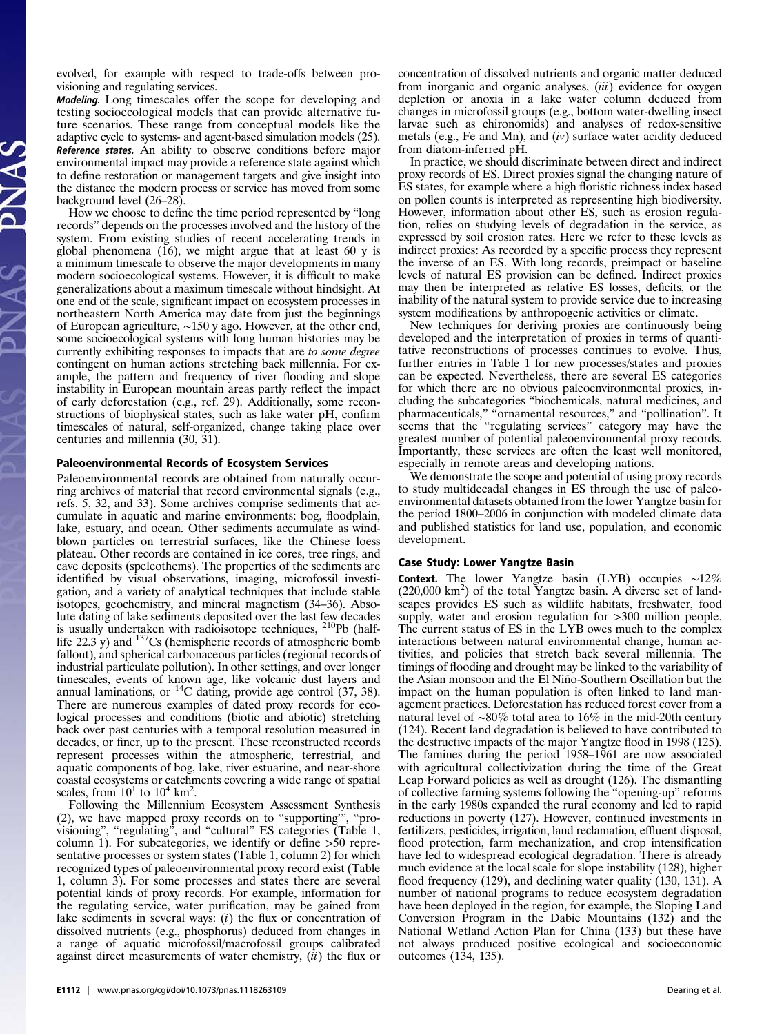evolved, for example with respect to trade-offs between provisioning and regulating services.

***Modeling.*** Long timescales offer the scope for developing and testing socioecological models that can provide alternative future scenarios. These range from conceptual models like the adaptive cycle to systems- and agent-based simulation models (25).

***Reference states.*** An ability to observe conditions before major environmental impact may provide a reference state against which to define restoration or management targets and give insight into the distance the modern process or service has moved from some background level (26–28).

How we choose to define the time period represented by "long records" depends on the processes involved and the history of the system. From existing studies of recent accelerating trends in global phenomena (16), we might argue that at least 60 y is a minimum timescale to observe the major developments in many modern socioecological systems. However, it is difficult to make generalizations about a maximum timescale without hindsight. At one end of the scale, significant impact on ecosystem processes in northeastern North America may date from just the beginnings of European agriculture, ∼150 y ago. However, at the other end, some socioecological systems with long human histories may be currently exhibiting responses to impacts that are *to some degree* contingent on human actions stretching back millennia. For example, the pattern and frequency of river flooding and slope instability in European mountain areas partly reflect the impact of early deforestation (e.g., ref. 29). Additionally, some reconstructions of biophysical states, such as lake water pH, confirm timescales of natural, self-organized, change taking place over centuries and millennia (30, 31).

## Paleoenvironmental Records of Ecosystem Services

Paleoenvironmental records are obtained from naturally occurring archives of material that record environmental signals (e.g., refs. 5, 32, and 33). Some archives comprise sediments that accumulate in aquatic and marine environments: bog, floodplain, lake, estuary, and ocean. Other sediments accumulate as windblown particles on terrestrial surfaces, like the Chinese loess plateau. Other records are contained in ice cores, tree rings, and cave deposits (speleothems). The properties of the sediments are identified by visual observations, imaging, microfossil investigation, and a variety of analytical techniques that include stable isotopes, geochemistry, and mineral magnetism (34–36). Absolute dating of lake sediments deposited over the last few decades is usually undertaken with radioisotope techniques, $^{210}$Pb (half-life 22.3 y) and $^{137}$Cs (hemispheric records of atmospheric bomb fallout), and spherical carbonaceous particles (regional records of industrial particulate pollution). In other settings, and over longer timescales, events of known age, like volcanic dust layers and annual laminations, or $^{14}$C dating, provide age control (37, 38). There are numerous examples of dated proxy records for ecological processes and conditions (biotic and abiotic) stretching back over past centuries with a temporal resolution measured in decades, or finer, up to the present. These reconstructed records represent processes within the atmospheric, terrestrial, and aquatic components of bog, lake, river estuarine, and near-shore coastal ecosystems or catchments covering a wide range of spatial scales, from $10^1$ to $10^4$ km$^2$.

Following the Millennium Ecosystem Assessment Synthesis (2), we have mapped proxy records on to "supporting", "provisioning", "regulating", and "cultural" ES categories (Table 1, column 1). For subcategories, we identify or define >50 representative processes or system states (Table 1, column 2) for which recognized types of paleoenvironmental proxy record exist (Table 1, column 3). For some processes and states there are several potential kinds of proxy records. For example, information for the regulating service, water purification, may be gained from lake sediments in several ways: (*i*) the flux or concentration of dissolved nutrients (e.g., phosphorus) deduced from changes in a range of aquatic microfossil/macrofossil groups calibrated against direct measurements of water chemistry, (*ii*) the flux or concentration of dissolved nutrients and organic matter deduced from inorganic and organic analyses, (*iii*) evidence for oxygen depletion or anoxia in a lake water column deduced from changes in microfossil groups (e.g., bottom water-dwelling insect larvae such as chironomids) and analyses of redox-sensitive metals (e.g., Fe and Mn), and (*iv*) surface water acidity deduced from diatom-inferred pH.

In practice, we should discriminate between direct and indirect proxy records of ES. Direct proxies signal the changing nature of ES states, for example where a high floristic richness index based on pollen counts is interpreted as representing high biodiversity. However, information about other ES, such as erosion regulation, relies on studying levels of degradation in the service, as expressed by soil erosion rates. Here we refer to these levels as indirect proxies: As recorded by a specific process they represent the inverse of an ES. With long records, preimpact or baseline levels of natural ES provision can be defined. Indirect proxies may then be interpreted as relative ES losses, deficits, or the inability of the natural system to provide service due to increasing system modifications by anthropogenic activities or climate.

New techniques for deriving proxies are continuously being developed and the interpretation of proxies in terms of quantitative reconstructions of processes continues to evolve. Thus, further entries in Table 1 for new processes/states and proxies can be expected. Nevertheless, there are several ES categories for which there are no obvious paleoenvironmental proxies, including the subcategories "biochemicals, natural medicines, and pharmaceuticals," "ornamental resources," and "pollination". It seems that the "regulating services" category may have the greatest number of potential paleoenvironmental proxy records. Importantly, these services are often the least well monitored, especially in remote areas and developing nations.

We demonstrate the scope and potential of using proxy records to study multidecadal changes in ES through the use of paleoenvironmental datasets obtained from the lower Yangtze basin for the period 1800–2006 in conjunction with modeled climate data and published statistics for land use, population, and economic development.

## Case Study: Lower Yangtze Basin

**Context.** The lower Yangtze basin (LYB) occupies ∼12% (220,000 km$^2$) of the total Yangtze basin. A diverse set of landscapes provides ES such as wildlife habitats, freshwater, food supply, water and erosion regulation for >300 million people. The current status of ES in the LYB owes much to the complex interactions between natural environmental change, human activities, and policies that stretch back several millennia. The timings of flooding and drought may be linked to the variability of the Asian monsoon and the El Niño-Southern Oscillation but the impact on the human population is often linked to land management practices. Deforestation has reduced forest cover from a natural level of ∼80% total area to 16% in the mid-20th century (124). Recent land degradation is believed to have contributed to the destructive impacts of the major Yangtze flood in 1998 (125). The famines during the period 1958–1961 are now associated with agricultural collectivization during the time of the Great Leap Forward policies as well as drought (126). The dismantling of collective farming systems following the "opening-up" reforms in the early 1980s expanded the rural economy and led to rapid reductions in poverty (127). However, continued investments in fertilizers, pesticides, irrigation, land reclamation, effluent disposal, flood protection, farm mechanization, and crop intensification have led to widespread ecological degradation. There is already much evidence at the local scale for slope instability (128), higher flood frequency (129), and declining water quality (130, 131). A number of national programs to reduce ecosystem degradation have been deployed in the region, for example, the Sloping Land Conversion Program in the Dabie Mountains (132) and the National Wetland Action Plan for China (133) but these have not always produced positive ecological and socioeconomic outcomes (134, 135).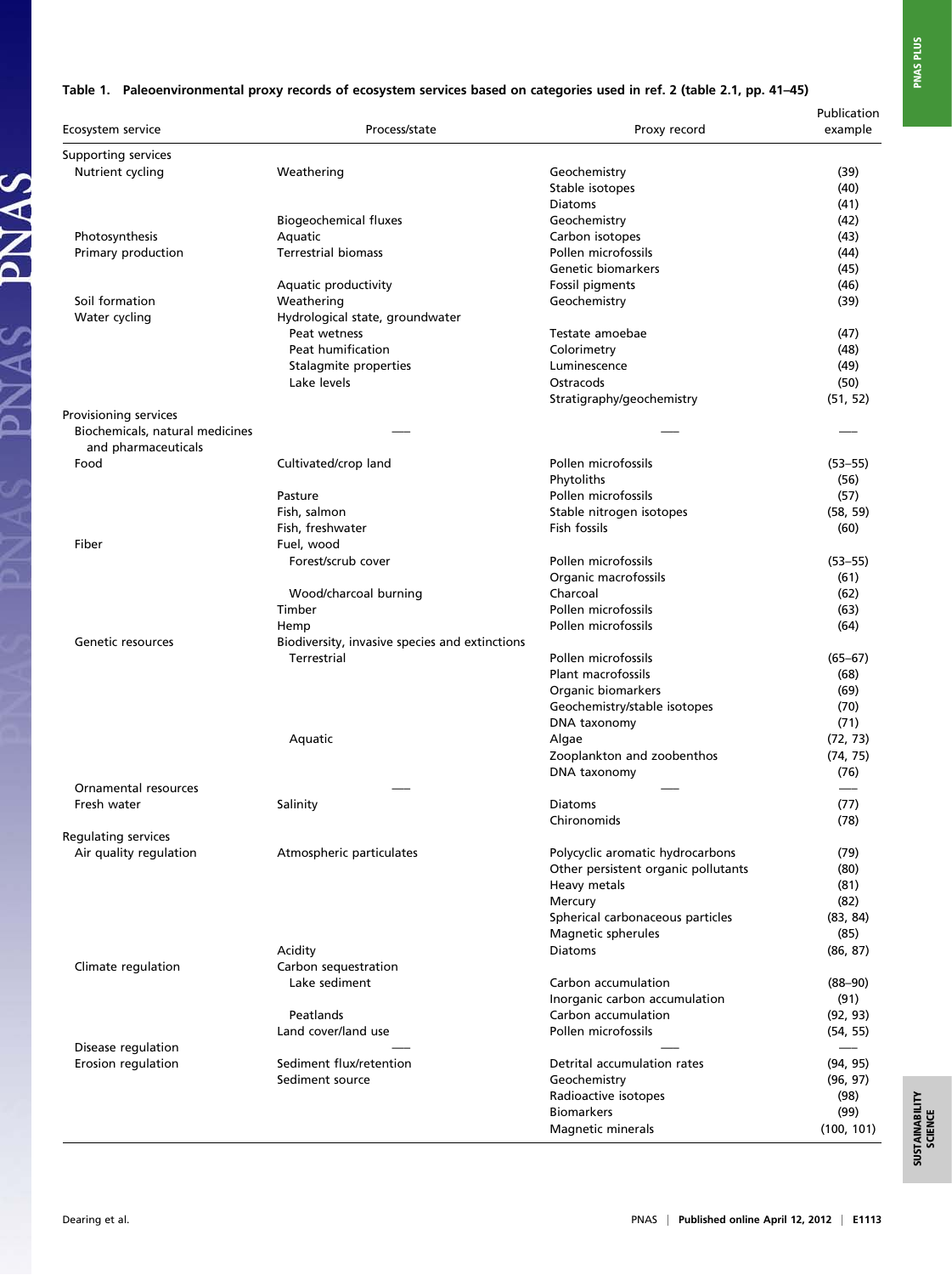**Table 1. Paleoenvironmental proxy records of ecosystem services based on categories used in ref. 2 (table 2.1, pp. 41–45)**

| Ecosystem service | Process/state | Proxy record | Publication example |
|---|---|---|---|
| Supporting services | | | |
| Nutrient cycling | Weathering | Geochemistry | (39) |
| | | Stable isotopes | (40) |
| | | Diatoms | (41) |
| | Biogeochemical fluxes | Geochemistry | (42) |
| Photosynthesis | Aquatic | Carbon isotopes | (43) |
| Primary production | Terrestrial biomass | Pollen microfossils | (44) |
| | | Genetic biomarkers | (45) |
| | Aquatic productivity | Fossil pigments | (46) |
| Soil formation | Weathering | Geochemistry | (39) |
| Water cycling | Hydrological state, groundwater | | |
| | Peat wetness | Testate amoebae | (47) |
| | Peat humification | Colorimetry | (48) |
| | Stalagmite properties | Luminescence | (49) |
| | Lake levels | Ostracods | (50) |
| | | Stratigraphy/geochemistry | (51, 52) |
| Provisioning services | | | |
| Biochemicals, natural medicines and pharmaceuticals | — | — | — |
| Food | Cultivated/crop land | Pollen microfossils | (53–55) |
| | | Phytoliths | (56) |
| | Pasture | Pollen microfossils | (57) |
| | Fish, salmon | Stable nitrogen isotopes | (58, 59) |
| | Fish, freshwater | Fish fossils | (60) |
| Fiber | Fuel, wood | | |
| | Forest/scrub cover | Pollen microfossils | (53–55) |
| | | Organic macrofossils | (61) |
| | Wood/charcoal burning | Charcoal | (62) |
| | Timber | Pollen microfossils | (63) |
| | Hemp | Pollen microfossils | (64) |
| Genetic resources | Biodiversity, invasive species and extinctions | | |
| | Terrestrial | Pollen microfossils | (65–67) |
| | | Plant macrofossils | (68) |
| | | Organic biomarkers | (69) |
| | | Geochemistry/stable isotopes | (70) |
| | | DNA taxonomy | (71) |
| | Aquatic | Algae | (72, 73) |
| | | Zooplankton and zoobenthos | (74, 75) |
| | | DNA taxonomy | (76) |
| Ornamental resources | — | — | — |
| Fresh water | Salinity | Diatoms | (77) |
| | | Chironomids | (78) |
| Regulating services | | | |
| Air quality regulation | Atmospheric particulates | Polycyclic aromatic hydrocarbons | (79) |
| | | Other persistent organic pollutants | (80) |
| | | Heavy metals | (81) |
| | | Mercury | (82) |
| | | Spherical carbonaceous particles | (83, 84) |
| | | Magnetic spherules | (85) |
| | Acidity | Diatoms | (86, 87) |
| Climate regulation | Carbon sequestration | | |
| | Lake sediment | Carbon accumulation | (88–90) |
| | | Inorganic carbon accumulation | (91) |
| | Peatlands | Carbon accumulation | (92, 93) |
| | Land cover/land use | Pollen microfossils | (54, 55) |
| Disease regulation | — | — | — |
| Erosion regulation | Sediment flux/retention | Detrital accumulation rates | (94, 95) |
| | Sediment source | Geochemistry | (96, 97) |
| | | Radioactive isotopes | (98) |
| | | Biomarkers | (99) |
| | | Magnetic minerals | (100, 101) |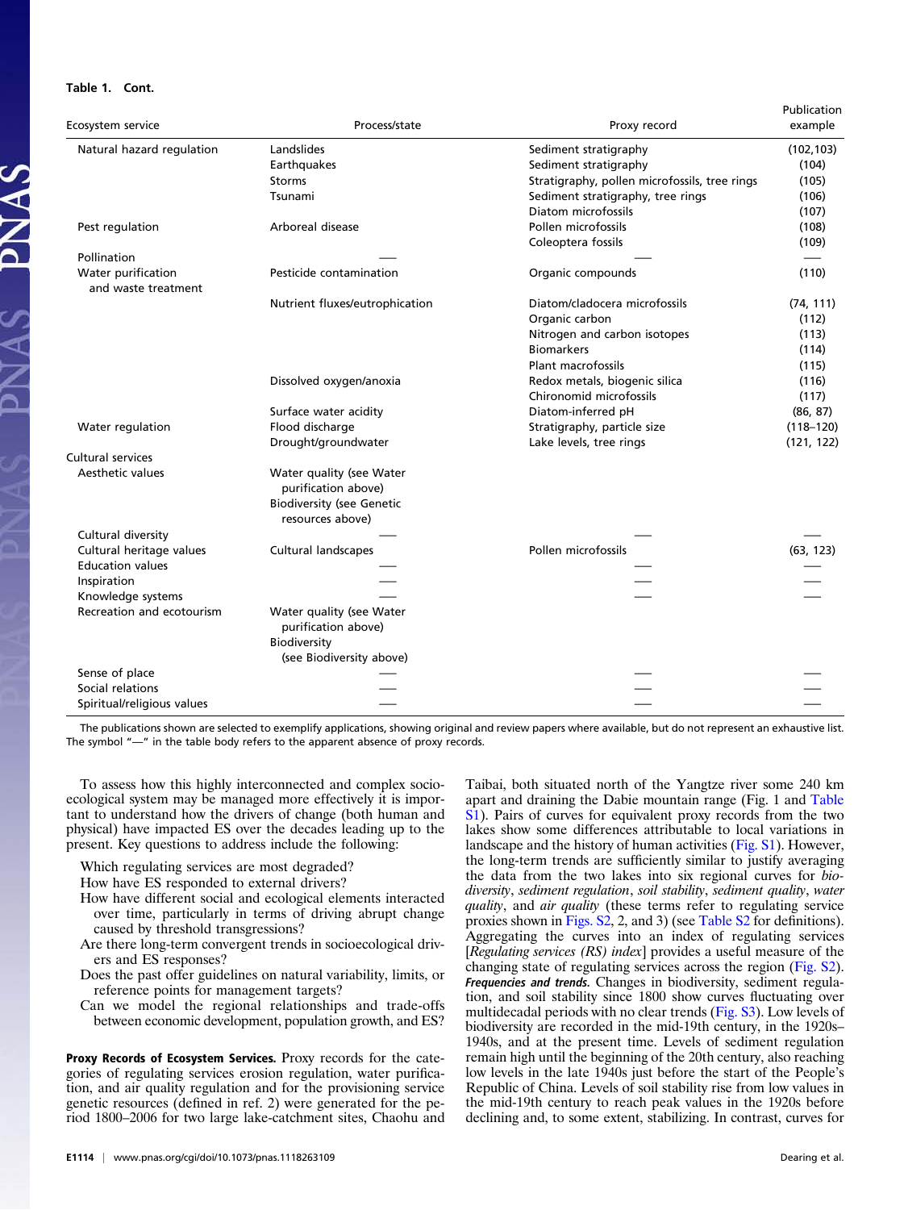**Table 1. Cont.**

| Ecosystem service | Process/state | Proxy record | Publication example |
|---|---|---|---|
| Natural hazard regulation | Landslides | Sediment stratigraphy | (102,103) |
| | Earthquakes | Sediment stratigraphy | (104) |
| | Storms | Stratigraphy, pollen microfossils, tree rings | (105) |
| | Tsunami | Sediment stratigraphy, tree rings | (106) |
| | | Diatom microfossils | (107) |
| Pest regulation | Arboreal disease | Pollen microfossils | (108) |
| | | Coleoptera fossils | (109) |
| Pollination | — | — | — |
| Water purification and waste treatment | Pesticide contamination | Organic compounds | (110) |
| | Nutrient fluxes/eutrophication | Diatom/cladocera microfossils | (74, 111) |
| | | Organic carbon | (112) |
| | | Nitrogen and carbon isotopes | (113) |
| | | Biomarkers | (114) |
| | | Plant macrofossils | (115) |
| | Dissolved oxygen/anoxia | Redox metals, biogenic silica | (116) |
| | | Chironomid microfossils | (117) |
| | Surface water acidity | Diatom-inferred pH | (86, 87) |
| Water regulation | Flood discharge | Stratigraphy, particle size | (118–120) |
| | Drought/groundwater | Lake levels, tree rings | (121, 122) |
| Cultural services | | | |
| Aesthetic values | Water quality (see Water purification above) | | |
| | Biodiversity (see Genetic resources above) | | |
| Cultural diversity | — | — | — |
| Cultural heritage values | Cultural landscapes | Pollen microfossils | (63, 123) |
| Education values | — | — | — |
| Inspiration | — | — | — |
| Knowledge systems | — | — | — |
| Recreation and ecotourism | Water quality (see Water purification above) | | |
| | Biodiversity (see Biodiversity above) | | |
| Sense of place | — | — | — |
| Social relations | — | — | — |
| Spiritual/religious values | — | — | — |

The publications shown are selected to exemplify applications, showing original and review papers where available, but do not represent an exhaustive list. The symbol "—" in the table body refers to the apparent absence of proxy records.

To assess how this highly interconnected and complex socio-ecological system may be managed more effectively it is important to understand how the drivers of change (both human and physical) have impacted ES over the decades leading up to the present. Key questions to address include the following:

- Which regulating services are most degraded?
- How have ES responded to external drivers?
- How have different social and ecological elements interacted over time, particularly in terms of driving abrupt change caused by threshold transgressions?
- Are there long-term convergent trends in socioecological drivers and ES responses?
- Does the past offer guidelines on natural variability, limits, or reference points for management targets?
- Can we model the regional relationships and trade-offs between economic development, population growth, and ES?

**Proxy Records of Ecosystem Services.** Proxy records for the categories of regulating services erosion regulation, water purification, and air quality regulation and for the provisioning service genetic resources (defined in ref. 2) were generated for the period 1800–2006 for two large lake-catchment sites, Chaohu and Taibai, both situated north of the Yangtze river some 240 km apart and draining the Dabie mountain range (Fig. 1 and Table S1). Pairs of curves for equivalent proxy records from the two lakes show some differences attributable to local variations in landscape and the history of human activities (Fig. S1). However, the long-term trends are sufficiently similar to justify averaging the data from the two lakes into six regional curves for *biodiversity*, *sediment regulation*, *soil stability*, *sediment quality*, *water quality*, and *air quality* (these terms refer to regulating service proxies shown in Figs. S2, 2, and 3) (see Table S2 for definitions). Aggregating the curves into an index of regulating services [*Regulating services (RS) index*] provides a useful measure of the changing state of regulating services across the region (Fig. S2).

***Frequencies and trends.*** Changes in biodiversity, sediment regulation, and soil stability since 1800 show curves fluctuating over multidecadal periods with no clear trends (Fig. S3). Low levels of biodiversity are recorded in the mid-19th century, in the 1920s–1940s, and at the present time. Levels of sediment regulation remain high until the beginning of the 20th century, also reaching low levels in the late 1940s just before the start of the People's Republic of China. Levels of soil stability rise from low values in the mid-19th century to reach peak values in the 1920s before declining and, to some extent, stabilizing. In contrast, curves for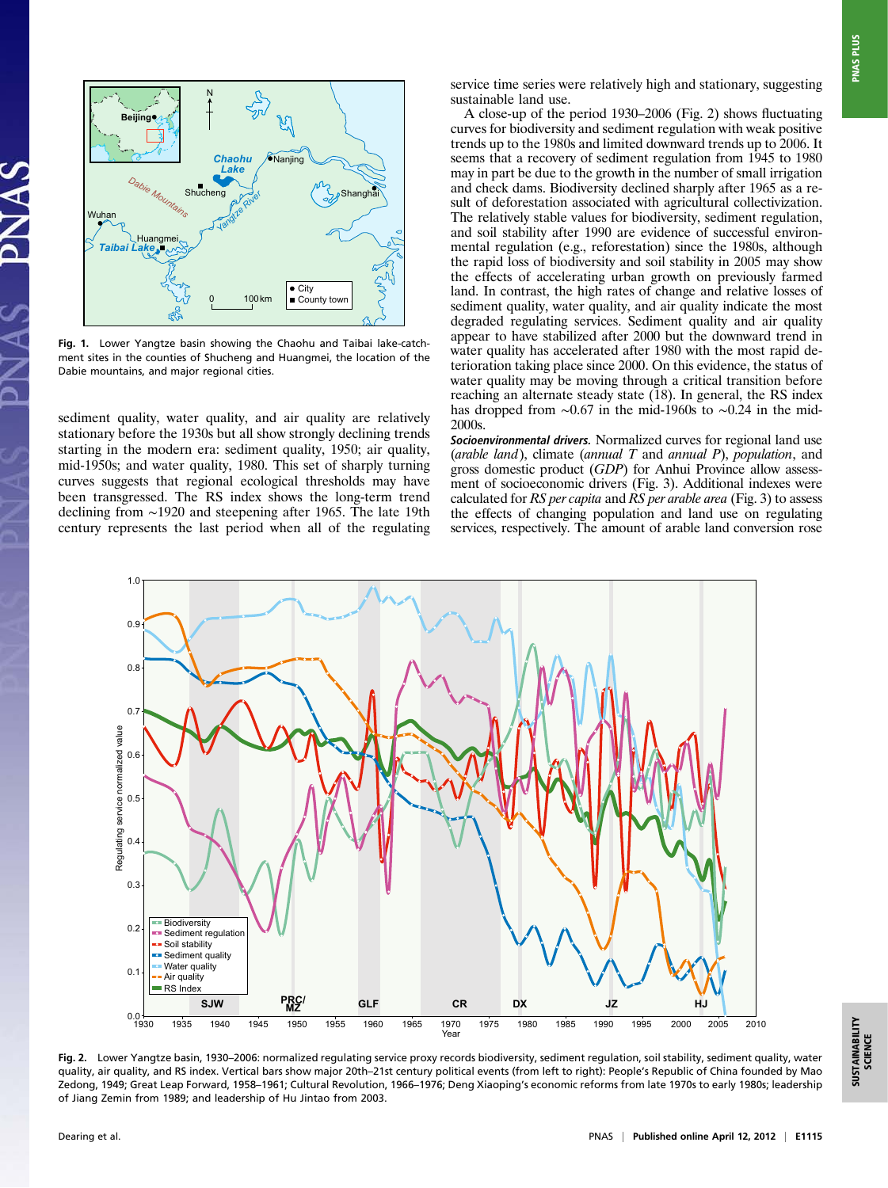Fig. 1. Lower Yangtze basin showing the Chaohu and Taibai lake-catchment sites in the counties of Shucheng and Huangmei, the location of the Dabie mountains, and major regional cities.

sediment quality, water quality, and air quality are relatively stationary before the 1930s but all show strongly declining trends starting in the modern era: sediment quality, 1950; air quality, mid-1950s; and water quality, 1980. This set of sharply turning curves suggests that regional ecological thresholds may have been transgressed. The RS index shows the long-term trend declining from ∼1920 and steepening after 1965. The late 19th century represents the last period when all of the regulating service time series were relatively high and stationary, suggesting sustainable land use.

A close-up of the period 1930–2006 (Fig. 2) shows fluctuating curves for biodiversity and sediment regulation with weak positive trends up to the 1980s and limited downward trends up to 2006. It seems that a recovery of sediment regulation from 1945 to 1980 may in part be due to the growth in the number of small irrigation and check dams. Biodiversity declined sharply after 1965 as a result of deforestation associated with agricultural collectivization. The relatively stable values for biodiversity, sediment regulation, and soil stability after 1990 are evidence of successful environmental regulation (e.g., reforestation) since the 1980s, although the rapid loss of biodiversity and soil stability in 2005 may show the effects of accelerating urban growth on previously farmed land. In contrast, the high rates of change and relative losses of sediment quality, water quality, and air quality indicate the most degraded regulating services. Sediment quality and air quality appear to have stabilized after 2000 but the downward trend in water quality has accelerated after 1980 with the most rapid deterioration taking place since 2000. On this evidence, the status of water quality may be moving through a critical transition before reaching an alternate steady state (18). In general, the RS index has dropped from ∼0.67 in the mid-1960s to ∼0.24 in the mid-2000s.

***Socioenvironmental drivers.*** Normalized curves for regional land use (*arable land*), climate (*annual T* and *annual P*), *population*, and gross domestic product (*GDP*) for Anhui Province allow assessment of socioeconomic drivers (Fig. 3). Additional indexes were calculated for *RS per capita* and *RS per arable area* (Fig. 3) to assess the effects of changing population and land use on regulating services, respectively. The amount of arable land conversion rose

Fig. 2. Lower Yangtze basin, 1930–2006: normalized regulating service proxy records biodiversity, sediment regulation, soil stability, sediment quality, water quality, air quality, and RS index. Vertical bars show major 20th–21st century political events (from left to right): People's Republic of China founded by Mao Zedong, 1949; Great Leap Forward, 1958–1961; Cultural Revolution, 1966–1976; Deng Xiaoping's economic reforms from late 1970s to early 1980s; leadership of Jiang Zemin from 1989; and leadership of Hu Jintao from 2003.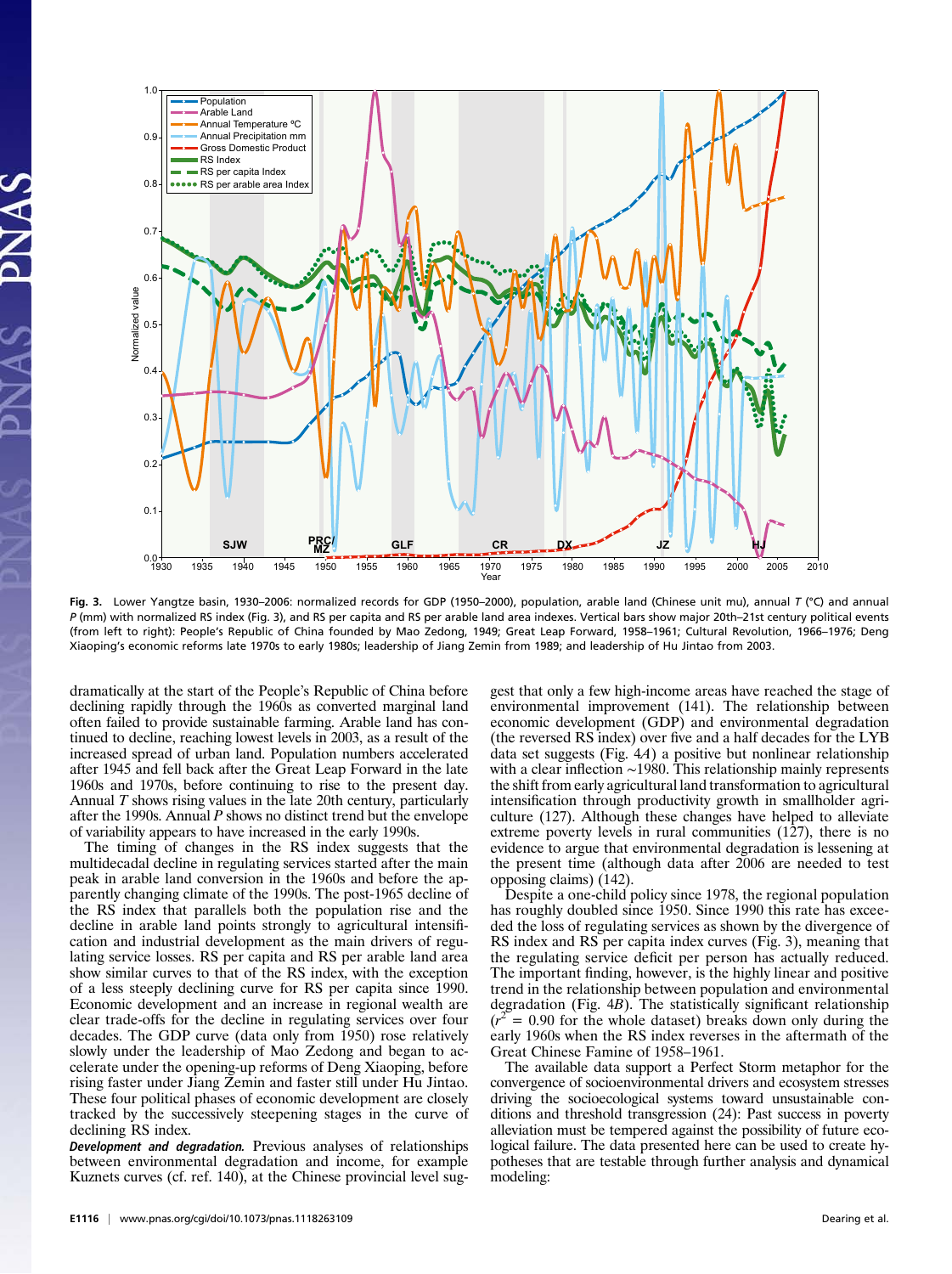Fig. 3. Lower Yangtze basin, 1930–2006: normalized records for GDP (1950–2000), population, arable land (Chinese unit mu), annual *T* (°C) and annual *P* (mm) with normalized RS index (Fig. 3), and RS per capita and RS per arable land area indexes. Vertical bars show major 20th–21st century political events (from left to right): People's Republic of China founded by Mao Zedong, 1949; Great Leap Forward, 1958–1961; Cultural Revolution, 1966–1976; Deng Xiaoping's economic reforms late 1970s to early 1980s; leadership of Jiang Zemin from 1989; and leadership of Hu Jintao from 2003.

dramatically at the start of the People's Republic of China before declining rapidly through the 1960s as converted marginal land often failed to provide sustainable farming. Arable land has continued to decline, reaching lowest levels in 2003, as a result of the increased spread of urban land. Population numbers accelerated after 1945 and fell back after the Great Leap Forward in the late 1960s and 1970s, before continuing to rise to the present day. Annual *T* shows rising values in the late 20th century, particularly after the 1990s. Annual *P* shows no distinct trend but the envelope of variability appears to have increased in the early 1990s.

The timing of changes in the RS index suggests that the multidecadal decline in regulating services started after the main peak in arable land conversion in the 1960s and before the apparently changing climate of the 1990s. The post-1965 decline of the RS index that parallels both the population rise and the decline in arable land points strongly to agricultural intensification and industrial development as the main drivers of regulating service losses. RS per capita and RS per arable land area show similar curves to that of the RS index, with the exception of a less steeply declining curve for RS per capita since 1990. Economic development and an increase in regional wealth are clear trade-offs for the decline in regulating services over four decades. The GDP curve (data only from 1950) rose relatively slowly under the leadership of Mao Zedong and began to accelerate under the opening-up reforms of Deng Xiaoping, before rising faster under Jiang Zemin and faster still under Hu Jintao. These four political phases of economic development are closely tracked by the successively steepening stages in the curve of declining RS index.

***Development and degradation.*** Previous analyses of relationships between environmental degradation and income, for example Kuznets curves (cf. ref. 140), at the Chinese provincial level suggest that only a few high-income areas have reached the stage of environmental improvement (141). The relationship between economic development (GDP) and environmental degradation (the reversed RS index) over five and a half decades for the LYB data set suggests (Fig. 4*A*) a positive but nonlinear relationship with a clear inflection ~1980. This relationship mainly represents the shift from early agricultural land transformation to agricultural intensification through productivity growth in smallholder agriculture (127). Although these changes have helped to alleviate extreme poverty levels in rural communities (127), there is no evidence to argue that environmental degradation is lessening at the present time (although data after 2006 are needed to test opposing claims) (142).

Despite a one-child policy since 1978, the regional population has roughly doubled since 1950. Since 1990 this rate has exceeded the loss of regulating services as shown by the divergence of RS index and RS per capita index curves (Fig. 3), meaning that the regulating service deficit per person has actually reduced. The important finding, however, is the highly linear and positive trend in the relationship between population and environmental degradation (Fig. 4*B*). The statistically significant relationship ($r^2 = 0.90$ for the whole dataset) breaks down only during the early 1960s when the RS index reverses in the aftermath of the Great Chinese Famine of 1958–1961.

The available data support a Perfect Storm metaphor for the convergence of socioenvironmental drivers and ecosystem stresses driving the socioecological systems toward unsustainable conditions and threshold transgression (24): Past success in poverty alleviation must be tempered against the possibility of future ecological failure. The data presented here can be used to create hypotheses that are testable through further analysis and dynamical modeling: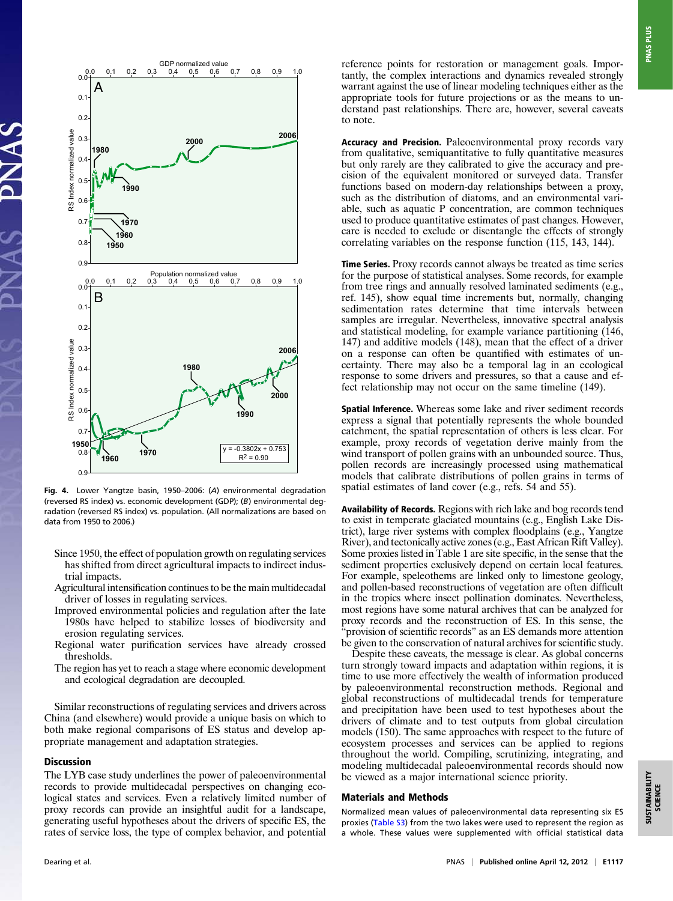Fig. 4. Lower Yangtze basin, 1950–2006: (*A*) environmental degradation (reversed RS index) vs. economic development (GDP); (*B*) environmental degradation (reversed RS index) vs. population. (All normalizations are based on data from 1950 to 2006.)

- Since 1950, the effect of population growth on regulating services has shifted from direct agricultural impacts to indirect industrial impacts.
- Agricultural intensification continues to be the main multidecadal driver of losses in regulating services.
- Improved environmental policies and regulation after the late 1980s have helped to stabilize losses of biodiversity and erosion regulating services.
- Regional water purification services have already crossed thresholds.
- The region has yet to reach a stage where economic development and ecological degradation are decoupled.

Similar reconstructions of regulating services and drivers across China (and elsewhere) would provide a unique basis on which to both make regional comparisons of ES status and develop appropriate management and adaptation strategies.

## Discussion

The LYB case study underlines the power of paleoenvironmental records to provide multidecadal perspectives on changing ecological states and services. Even a relatively limited number of proxy records can provide an insightful audit for a landscape, generating useful hypotheses about the drivers of specific ES, the rates of service loss, the type of complex behavior, and potential reference points for restoration or management goals. Importantly, the complex interactions and dynamics revealed strongly warrant against the use of linear modeling techniques either as the appropriate tools for future projections or as the means to understand past relationships. There are, however, several caveats to note.

**Accuracy and Precision.** Paleoenvironmental proxy records vary from qualitative, semiquantitative to fully quantitative measures but only rarely are they calibrated to give the accuracy and precision of the equivalent monitored or surveyed data. Transfer functions based on modern-day relationships between a proxy, such as the distribution of diatoms, and an environmental variable, such as aquatic P concentration, are common techniques used to produce quantitative estimates of past changes. However, care is needed to exclude or disentangle the effects of strongly correlating variables on the response function (115, 143, 144).

**Time Series.** Proxy records cannot always be treated as time series for the purpose of statistical analyses. Some records, for example from tree rings and annually resolved laminated sediments (e.g., ref. 145), show equal time increments but, normally, changing sedimentation rates determine that time intervals between samples are irregular. Nevertheless, innovative spectral analysis and statistical modeling, for example variance partitioning (146, 147) and additive models (148), mean that the effect of a driver on a response can often be quantified with estimates of uncertainty. There may also be a temporal lag in an ecological response to some drivers and pressures, so that a cause and effect relationship may not occur on the same timeline (149).

**Spatial Inference.** Whereas some lake and river sediment records express a signal that potentially represents the whole bounded catchment, the spatial representation of others is less clear. For example, proxy records of vegetation derive mainly from the wind transport of pollen grains with an unbounded source. Thus, pollen records are increasingly processed using mathematical models that calibrate distributions of pollen grains in terms of spatial estimates of land cover (e.g., refs. 54 and 55).

**Availability of Records.** Regions with rich lake and bog records tend to exist in temperate glaciated mountains (e.g., English Lake District), large river systems with complex floodplains (e.g., Yangtze River), and tectonically active zones (e.g., East African Rift Valley). Some proxies listed in Table 1 are site specific, in the sense that the sediment properties exclusively depend on certain local features. For example, speleothems are linked only to limestone geology, and pollen-based reconstructions of vegetation are often difficult in the tropics where insect pollination dominates. Nevertheless, most regions have some natural archives that can be analyzed for proxy records and the reconstruction of ES. In this sense, the "provision of scientific records" as an ES demands more attention be given to the conservation of natural archives for scientific study.

Despite these caveats, the message is clear. As global concerns turn strongly toward impacts and adaptation within regions, it is time to use more effectively the wealth of information produced by paleoenvironmental reconstruction methods. Regional and global reconstructions of multidecadal trends for temperature and precipitation have been used to test hypotheses about the drivers of climate and to test outputs from global circulation models (150). The same approaches with respect to the future of ecosystem processes and services can be applied to regions throughout the world. Compiling, scrutinizing, integrating, and modeling multidecadal paleoenvironmental records should now be viewed as a major international science priority.

## Materials and Methods

Normalized mean values of paleoenvironmental data representing six ES proxies (Table S3) from the two lakes were used to represent the region as a whole. These values were supplemented with official statistical data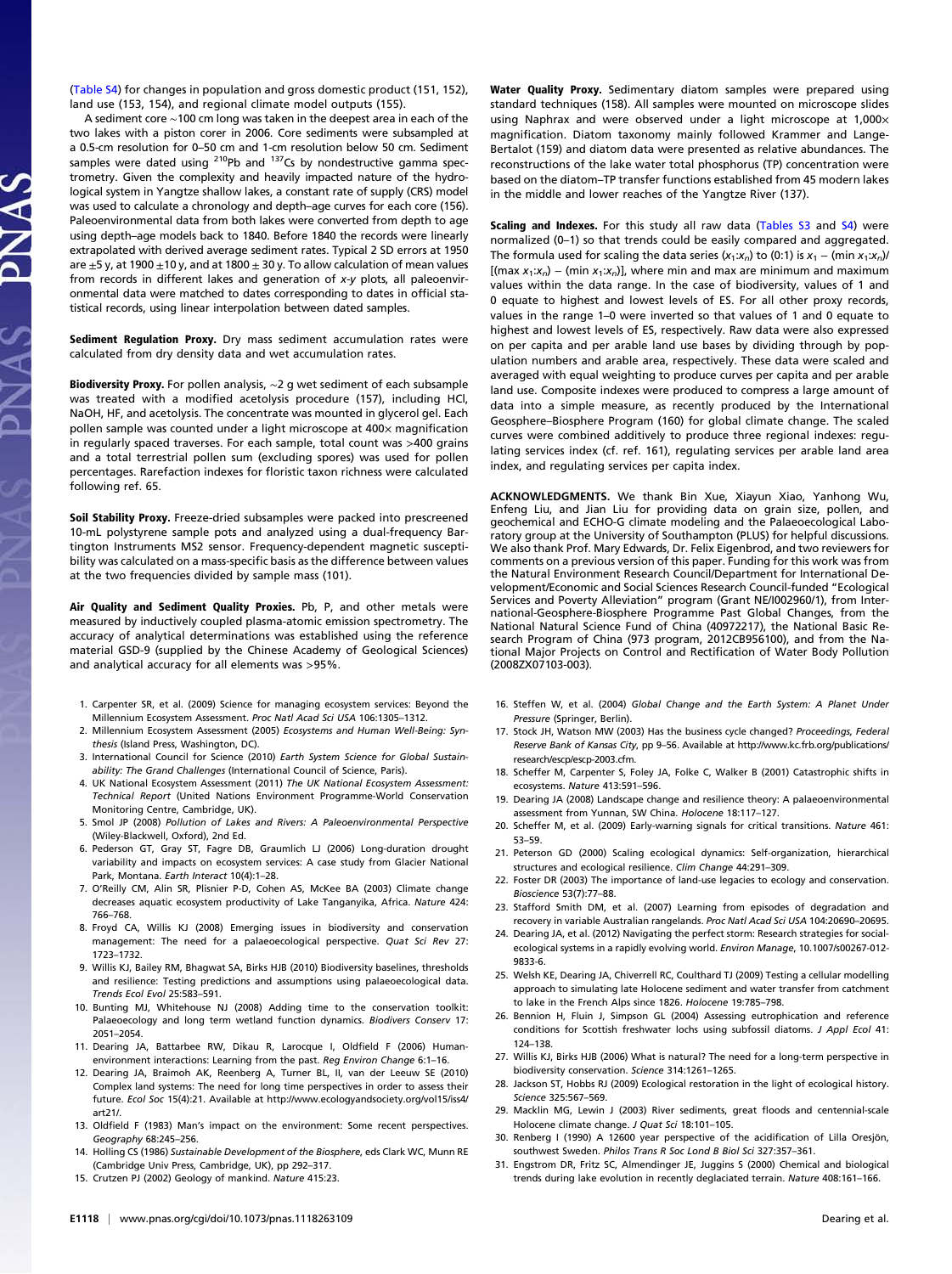(Table S4) for changes in population and gross domestic product (151, 152), land use (153, 154), and regional climate model outputs (155).

A sediment core ∼100 cm long was taken in the deepest area in each of the two lakes with a piston corer in 2006. Core sediments were subsampled at a 0.5-cm resolution for 0–50 cm and 1-cm resolution below 50 cm. Sediment samples were dated using $^{210}$Pb and $^{137}$Cs by nondestructive gamma spectrometry. Given the complexity and heavily impacted nature of the hydrological system in Yangtze shallow lakes, a constant rate of supply (CRS) model was used to calculate a chronology and depth–age curves for each core (156). Paleoenvironmental data from both lakes were converted from depth to age using depth–age models back to 1840. Before 1840 the records were linearly extrapolated with derived average sediment rates. Typical 2 SD errors at 1950 are ±5 y, at 1900 ±10 y, and at 1800 ± 30 y. To allow calculation of mean values from records in different lakes and generation of *x*-*y* plots, all paleoenvironmental data were matched to dates corresponding to dates in official statistical records, using linear interpolation between dated samples.

**Sediment Regulation Proxy.** Dry mass sediment accumulation rates were calculated from dry density data and wet accumulation rates.

**Biodiversity Proxy.** For pollen analysis, ∼2 g wet sediment of each subsample was treated with a modified acetolysis procedure (157), including HCl, NaOH, HF, and acetolysis. The concentrate was mounted in glycerol gel. Each pollen sample was counted under a light microscope at 400× magnification in regularly spaced traverses. For each sample, total count was >400 grains and a total terrestrial pollen sum (excluding spores) was used for pollen percentages. Rarefaction indexes for floristic taxon richness were calculated following ref. 65.

**Soil Stability Proxy.** Freeze-dried subsamples were packed into prescreened 10-mL polystyrene sample pots and analyzed using a dual-frequency Bartington Instruments MS2 sensor. Frequency-dependent magnetic susceptibility was calculated on a mass-specific basis as the difference between values at the two frequencies divided by sample mass (101).

**Air Quality and Sediment Quality Proxies.** Pb, P, and other metals were measured by inductively coupled plasma-atomic emission spectrometry. The accuracy of analytical determinations was established using the reference material GSD-9 (supplied by the Chinese Academy of Geological Sciences) and analytical accuracy for all elements was >95%.

**Water Quality Proxy.** Sedimentary diatom samples were prepared using standard techniques (158). All samples were mounted on microscope slides using Naphrax and were observed under a light microscope at 1,000× magnification. Diatom taxonomy mainly followed Krammer and Lange-Bertalot (159) and diatom data were presented as relative abundances. The reconstructions of the lake water total phosphorus (TP) concentration were based on the diatom–TP transfer functions established from 45 modern lakes in the middle and lower reaches of the Yangtze River (137).

**Scaling and Indexes.** For this study all raw data (Tables S3 and S4) were normalized (0–1) so that trends could be easily compared and aggregated. The formula used for scaling the data series ($x_1$:$x_n$) to (0:1) is $x_1$ − (min $x_1$:$x_n$)/[(max $x_1$:$x_n$) − (min $x_1$:$x_n$)], where min and max are minimum and maximum values within the data range. In the case of biodiversity, values of 1 and 0 equate to highest and lowest levels of ES. For all other proxy records, values in the range 1–0 were inverted so that values of 1 and 0 equate to highest and lowest levels of ES, respectively. Raw data were also expressed on per capita and per arable land use bases by dividing through by population numbers and arable area, respectively. These data were scaled and averaged with equal weighting to produce curves per capita and per arable land use. Composite indexes were produced to compress a large amount of data into a simple measure, as recently produced by the International Geosphere–Biosphere Program (160) for global climate change. The scaled curves were combined additively to produce three regional indexes: regulating services index (cf. ref. 161), regulating services per arable land area index, and regulating services per capita index.

**ACKNOWLEDGMENTS.** We thank Bin Xue, Xiayun Xiao, Yanhong Wu, Enfeng Liu, and Jian Liu for providing data on grain size, pollen, and geochemical and ECHO-G climate modeling and the Palaeoecological Laboratory group at the University of Southampton (PLUS) for helpful discussions. We also thank Prof. Mary Edwards, Dr. Felix Eigenbrod, and two reviewers for comments on a previous version of this paper. Funding for this work was from the Natural Environment Research Council/Department for International Development/Economic and Social Sciences Research Council-funded "Ecological Services and Poverty Alleviation" program (Grant NE/I002960/1), from International-Geosphere-Biosphere Programme Past Global Changes, from the National Natural Science Fund of China (40972217), the National Basic Research Program of China (973 program, 2012CB956100), and from the National Major Projects on Control and Rectification of Water Body Pollution (2008ZX07103-003).

1. Carpenter SR, et al. (2009) Science for managing ecosystem services: Beyond the Millennium Ecosystem Assessment. *Proc Natl Acad Sci USA* 106:1305–1312.
2. Millennium Ecosystem Assessment (2005) *Ecosystems and Human Well-Being: Synthesis* (Island Press, Washington, DC).
3. International Council for Science (2010) *Earth System Science for Global Sustainability: The Grand Challenges* (International Council of Science, Paris).
4. UK National Ecosystem Assessment (2011) *The UK National Ecosystem Assessment: Technical Report* (United Nations Environment Programme-World Conservation Monitoring Centre, Cambridge, UK).
5. Smol JP (2008) *Pollution of Lakes and Rivers: A Paleoenvironmental Perspective* (Wiley-Blackwell, Oxford), 2nd Ed.
6. Pederson GT, Gray ST, Fagre DB, Graumlich LJ (2006) Long-duration drought variability and impacts on ecosystem services: A case study from Glacier National Park, Montana. *Earth Interact* 10(4):1–28.
7. O'Reilly CM, Alin SR, Plisnier P-D, Cohen AS, McKee BA (2003) Climate change decreases aquatic ecosystem productivity of Lake Tanganyika, Africa. *Nature* 424: 766–768.
8. Froyd CA, Willis KJ (2008) Emerging issues in biodiversity and conservation management: The need for a palaeoecological perspective. *Quat Sci Rev* 27: 1723–1732.
9. Willis KJ, Bailey RM, Bhagwat SA, Birks HJB (2010) Biodiversity baselines, thresholds and resilience: Testing predictions and assumptions using palaeoecological data. *Trends Ecol Evol* 25:583–591.
10. Bunting MJ, Whitehouse NJ (2008) Adding time to the conservation toolkit: Palaeoecology and long term wetland function dynamics. *Biodivers Conserv* 17: 2051–2054.
11. Dearing JA, Battarbee RW, Dikau R, Larocque I, Oldfield F (2006) Human-environment interactions: Learning from the past. *Reg Environ Change* 6:1–16.
12. Dearing JA, Braimoh AK, Reenberg A, Turner BL, II, van der Leeuw SE (2010) Complex land systems: The need for long time perspectives in order to assess their future. *Ecol Soc* 15(4):21. Available at http://www.ecologyandsociety.org/vol15/iss4/art21/.
13. Oldfield F (1983) Man's impact on the environment: Some recent perspectives. *Geography* 68:245–256.
14. Holling CS (1986) *Sustainable Development of the Biosphere*, eds Clark WC, Munn RE (Cambridge Univ Press, Cambridge, UK), pp 292–317.
15. Crutzen PJ (2002) Geology of mankind. *Nature* 415:23.
16. Steffen W, et al. (2004) *Global Change and the Earth System: A Planet Under Pressure* (Springer, Berlin).
17. Stock JH, Watson MW (2003) Has the business cycle changed? *Proceedings, Federal Reserve Bank of Kansas City*, pp 9–56. Available at http://www.kc.frb.org/publications/research/escp/escp-2003.cfm.
18. Scheffer M, Carpenter S, Foley JA, Folke C, Walker B (2001) Catastrophic shifts in ecosystems. *Nature* 413:591–596.
19. Dearing JA (2008) Landscape change and resilience theory: A palaeoenvironmental assessment from Yunnan, SW China. *Holocene* 18:117–127.
20. Scheffer M, et al. (2009) Early-warning signals for critical transitions. *Nature* 461: 53–59.
21. Peterson GD (2000) Scaling ecological dynamics: Self-organization, hierarchical structures and ecological resilience. *Clim Change* 44:291–309.
22. Foster DR (2003) The importance of land-use legacies to ecology and conservation. *Bioscience* 53(7):77–88.
23. Stafford Smith DM, et al. (2007) Learning from episodes of degradation and recovery in variable Australian rangelands. *Proc Natl Acad Sci USA* 104:20690–20695.
24. Dearing JA, et al. (2012) Navigating the perfect storm: Research strategies for social-ecological systems in a rapidly evolving world. *Environ Manage*, 10.1007/s00267-012-9833-6.
25. Welsh KE, Dearing JA, Chiverrell RC, Coulthard TJ (2009) Testing a cellular modelling approach to simulating late Holocene sediment and water transfer from catchment to lake in the French Alps since 1826. *Holocene* 19:785–798.
26. Bennion H, Fluin J, Simpson GL (2004) Assessing eutrophication and reference conditions for Scottish freshwater lochs using subfossil diatoms. *J Appl Ecol* 41: 124–138.
27. Willis KJ, Birks HJB (2006) What is natural? The need for a long-term perspective in biodiversity conservation. *Science* 314:1261–1265.
28. Jackson ST, Hobbs RJ (2009) Ecological restoration in the light of ecological history. *Science* 325:567–569.
29. Macklin MG, Lewin J (2003) River sediments, great floods and centennial-scale Holocene climate change. *J Quat Sci* 18:101–105.
30. Renberg I (1990) A 12600 year perspective of the acidification of Lilla Oresjön, southwest Sweden. *Philos Trans R Soc Lond B Biol Sci* 327:357–361.
31. Engstrom DR, Fritz SC, Almendinger JE, Juggins S (2000) Chemical and biological trends during lake evolution in recently deglaciated terrain. *Nature* 408:161–166.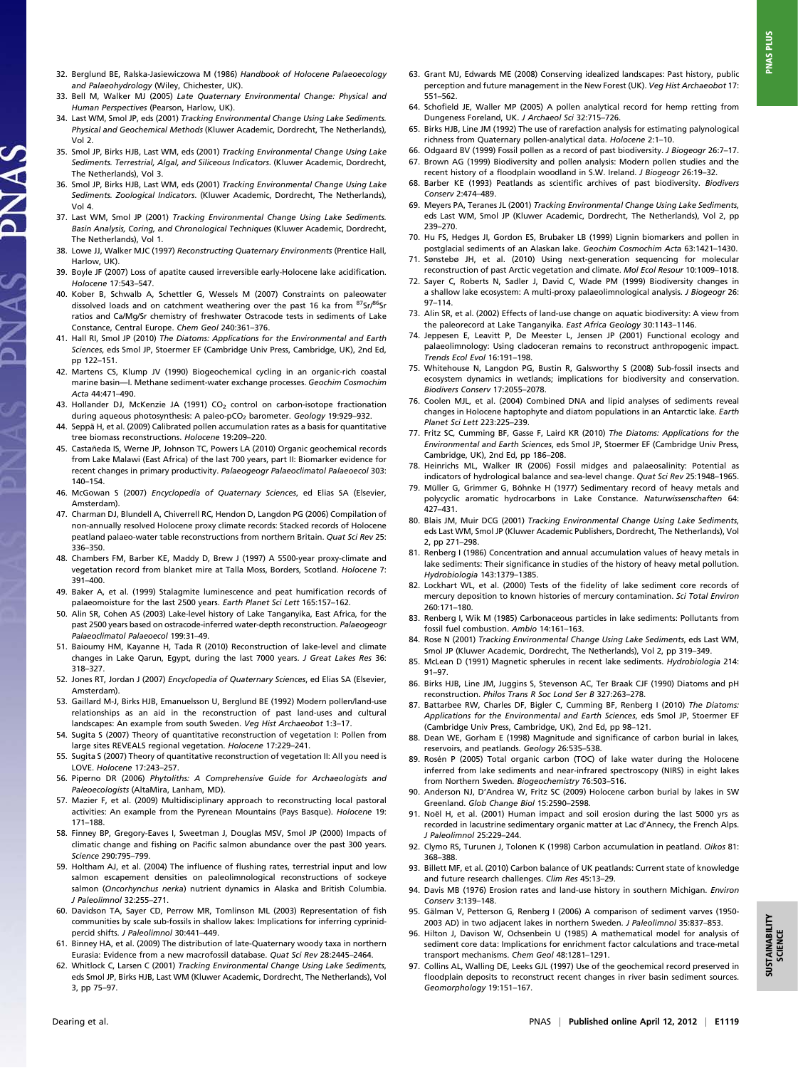32. Berglund BE, Ralska-Jasiewiczowa M (1986) *Handbook of Holocene Palaeoecology and Palaeohydrology* (Wiley, Chichester, UK).
33. Bell M, Walker MJ (2005) *Late Quaternary Environmental Change: Physical and Human Perspectives* (Pearson, Harlow, UK).
34. Last WM, Smol JP, eds (2001) *Tracking Environmental Change Using Lake Sediments. Physical and Geochemical Methods* (Kluwer Academic, Dordrecht, The Netherlands), Vol 2.
35. Smol JP, Birks HJB, Last WM, eds (2001) *Tracking Environmental Change Using Lake Sediments. Terrestrial, Algal, and Siliceous Indicators.* (Kluwer Academic, Dordrecht, The Netherlands), Vol 3.
36. Smol JP, Birks HJB, Last WM, eds (2001) *Tracking Environmental Change Using Lake Sediments. Zoological Indicators.* (Kluwer Academic, Dordrecht, The Netherlands), Vol 4.
37. Last WM, Smol JP (2001) *Tracking Environmental Change Using Lake Sediments. Basin Analysis, Coring, and Chronological Techniques* (Kluwer Academic, Dordrecht, The Netherlands), Vol 1.
38. Lowe JJ, Walker MJC (1997) *Reconstructing Quaternary Environments* (Prentice Hall, Harlow, UK).
39. Boyle JF (2007) Loss of apatite caused irreversible early-Holocene lake acidification. *Holocene* 17:543–547.
40. Kober B, Schwalb A, Schettler G, Wessels M (2007) Constraints on paleowater dissolved loads and on catchment weathering over the past 16 ka from $^{87}Sr/^{86}Sr$ ratios and Ca/Mg/Sr chemistry of freshwater Ostracode tests in sediments of Lake Constance, Central Europe. *Chem Geol* 240:361–376.
41. Hall RI, Smol JP (2010) *The Diatoms: Applications for the Environmental and Earth Sciences*, eds Smol JP, Stoermer EF (Cambridge Univ Press, Cambridge, UK), 2nd Ed, pp 122–151.
42. Martens CS, Klump JV (1990) Biogeochemical cycling in an organic-rich coastal marine basin—I. Methane sediment-water exchange processes. *Geochim Cosmochim Acta* 44:471–490.
43. Hollander DJ, McKenzie JA (1991) $CO_2$ control on carbon-isotope fractionation during aqueous photosynthesis: A paleo-p$CO_2$ barometer. *Geology* 19:929–932.
44. Seppä H, et al. (2009) Calibrated pollen accumulation rates as a basis for quantitative tree biomass reconstructions. *Holocene* 19:209–220.
45. Castañeda IS, Werne JP, Johnson TC, Powers LA (2010) Organic geochemical records from Lake Malawi (East Africa) of the last 700 years, part II: Biomarker evidence for recent changes in primary productivity. *Palaeogeogr Palaeoclimatol Palaeoecol* 303: 140–154.
46. McGowan S (2007) *Encyclopedia of Quaternary Sciences*, ed Elias SA (Elsevier, Amsterdam).
47. Charman DJ, Blundell A, Chiverrell RC, Hendon D, Langdon PG (2006) Compilation of non-annually resolved Holocene proxy climate records: Stacked records of Holocene peatland palaeo-water table reconstructions from northern Britain. *Quat Sci Rev* 25: 336–350.
48. Chambers FM, Barber KE, Maddy D, Brew J (1997) A 5500-year proxy-climate and vegetation record from blanket mire at Talla Moss, Borders, Scotland. *Holocene* 7: 391–400.
49. Baker A, et al. (1999) Stalagmite luminescence and peat humification records of palaeomoisture for the last 2500 years. *Earth Planet Sci Lett* 165:157–162.
50. Alin SR, Cohen AS (2003) Lake-level history of Lake Tanganyika, East Africa, for the past 2500 years based on ostracode-inferred water-depth reconstruction. *Palaeogeogr Palaeoclimatol Palaeoecol* 199:31–49.
51. Baioumy HM, Kayanne H, Tada R (2010) Reconstruction of lake-level and climate changes in Lake Qarun, Egypt, during the last 7000 years. *J Great Lakes Res* 36: 318–327.
52. Jones RT, Jordan J (2007) *Encyclopedia of Quaternary Sciences*, ed Elias SA (Elsevier, Amsterdam).
53. Gaillard M-J, Birks HJB, Emanuelsson U, Berglund BE (1992) Modern pollen/land-use relationships as an aid in the reconstruction of past land-uses and cultural landscapes: An example from south Sweden. *Veg Hist Archaeobot* 1:3–17.
54. Sugita S (2007) Theory of quantitative reconstruction of vegetation I: Pollen from large sites REVEALS regional vegetation. *Holocene* 17:229–241.
55. Sugita S (2007) Theory of quantitative reconstruction of vegetation II: All you need is LOVE. *Holocene* 17:243–257.
56. Piperno DR (2006) *Phytoliths: A Comprehensive Guide for Archaeologists and Paleoecologists* (AltaMira, Lanham, MD).
57. Mazier F, et al. (2009) Multidisciplinary approach to reconstructing local pastoral activities: An example from the Pyrenean Mountains (Pays Basque). *Holocene* 19: 171–188.
58. Finney BP, Gregory-Eaves I, Sweetman J, Douglas MSV, Smol JP (2000) Impacts of climatic change and fishing on Pacific salmon abundance over the past 300 years. *Science* 290:795–799.
59. Holtham AJ, et al. (2004) The influence of flushing rates, terrestrial input and low salmon escapement densities on paleolimnological reconstructions of sockeye salmon (*Oncorhynchus nerka*) nutrient dynamics in Alaska and British Columbia. *J Paleolimnol* 32:255–271.
60. Davidson TA, Sayer CD, Perrow MR, Tomlinson ML (2003) Representation of fish communities by scale sub-fossils in shallow lakes: Implications for inferring cyprinid-percid shifts. *J Paleolimnol* 30:441–449.
61. Binney HA, et al. (2009) The distribution of late-Quaternary woody taxa in northern Eurasia: Evidence from a new macrofossil database. *Quat Sci Rev* 28:2445–2464.
62. Whitlock C, Larsen C (2001) *Tracking Environmental Change Using Lake Sediments*, eds Smol JP, Birks HJB, Last WM (Kluwer Academic, Dordrecht, The Netherlands), Vol 3, pp 75–97.
63. Grant MJ, Edwards ME (2008) Conserving idealized landscapes: Past history, public perception and future management in the New Forest (UK). *Veg Hist Archaeobot* 17: 551–562.
64. Schofield JE, Waller MP (2005) A pollen analytical record for hemp retting from Dungeness Foreland, UK. *J Archaeol Sci* 32:715–726.
65. Birks HJB, Line JM (1992) The use of rarefaction analysis for estimating palynological richness from Quaternary pollen-analytical data. *Holocene* 2:1–10.
66. Odgaard BV (1999) Fossil pollen as a record of past biodiversity. *J Biogeogr* 26:7–17.
67. Brown AG (1999) Biodiversity and pollen analysis: Modern pollen studies and the recent history of a floodplain woodland in S.W. Ireland. *J Biogeogr* 26:19–32.
68. Barber KE (1993) Peatlands as scientific archives of past biodiversity. *Biodivers Conserv* 2:474–489.
69. Meyers PA, Teranes JL (2001) *Tracking Environmental Change Using Lake Sediments*, eds Last WM, Smol JP (Kluwer Academic, Dordrecht, The Netherlands), Vol 2, pp 239–270.
70. Hu FS, Hedges JI, Gordon ES, Brubaker LB (1999) Lignin biomarkers and pollen in postglacial sediments of an Alaskan lake. *Geochim Cosmochim Acta* 63:1421–1430.
71. Sønstebø JH, et al. (2010) Using next-generation sequencing for molecular reconstruction of past Arctic vegetation and climate. *Mol Ecol Resour* 10:1009–1018.
72. Sayer C, Roberts N, Sadler J, David C, Wade PM (1999) Biodiversity changes in a shallow lake ecosystem: A multi-proxy palaeolimnological analysis. *J Biogeogr* 26: 97–114.
73. Alin SR, et al. (2002) Effects of land-use change on aquatic biodiversity: A view from the paleorecord at Lake Tanganyika. *East Africa Geology* 30:1143–1146.
74. Jeppesen E, Leavitt P, De Meester L, Jensen JP (2001) Functional ecology and palaeolimnology: Using cladoceran remains to reconstruct anthropogenic impact. *Trends Ecol Evol* 16:191–198.
75. Whitehouse N, Langdon PG, Bustin R, Galsworthy S (2008) Sub-fossil insects and ecosystem dynamics in wetlands; implications for biodiversity and conservation. *Biodivers Conserv* 17:2055–2078.
76. Coolen MJL, et al. (2004) Combined DNA and lipid analyses of sediments reveal changes in Holocene haptophyte and diatom populations in an Antarctic lake. *Earth Planet Sci Lett* 223:225–239.
77. Fritz SC, Cumming BF, Gasse F, Laird KR (2010) *The Diatoms: Applications for the Environmental and Earth Sciences*, eds Smol JP, Stoermer EF (Cambridge Univ Press, Cambridge, UK), 2nd Ed, pp 186–208.
78. Heinrichs ML, Walker IR (2006) Fossil midges and palaeosalinity: Potential as indicators of hydrological balance and sea-level change. *Quat Sci Rev* 25:1948–1965.
79. Müller G, Grimmer G, Böhnke H (1977) Sedimentary record of heavy metals and polycyclic aromatic hydrocarbons in Lake Constance. *Naturwissenschaften* 64: 427–431.
80. Blais JM, Muir DCG (2001) *Tracking Environmental Change Using Lake Sediments*, eds Last WM, Smol JP (Kluwer Academic Publishers, Dordrecht, The Netherlands), Vol 2, pp 271–298.
81. Renberg I (1986) Concentration and annual accumulation values of heavy metals in lake sediments: Their significance in studies of the history of heavy metal pollution. *Hydrobiologia* 143:1379–1385.
82. Lockhart WL, et al. (2000) Tests of the fidelity of lake sediment core records of mercury deposition to known histories of mercury contamination. *Sci Total Environ* 260:171–180.
83. Renberg I, Wik M (1985) Carbonaceous particles in lake sediments: Pollutants from fossil fuel combustion. *Ambio* 14:161–163.
84. Rose N (2001) *Tracking Environmental Change Using Lake Sediments*, eds Last WM, Smol JP (Kluwer Academic, Dordrecht, The Netherlands), Vol 2, pp 319–349.
85. McLean D (1991) Magnetic spherules in recent lake sediments. *Hydrobiologia* 214: 91–97.
86. Birks HJB, Line JM, Juggins S, Stevenson AC, Ter Braak CJF (1990) Diatoms and pH reconstruction. *Philos Trans R Soc Lond Ser B* 327:263–278.
87. Battarbee RW, Charles DF, Bigler C, Cumming BF, Renberg I (2010) *The Diatoms: Applications for the Environmental and Earth Sciences*, eds Smol JP, Stoermer EF (Cambridge Univ Press, Cambridge, UK), 2nd Ed, pp 98–121.
88. Dean WE, Gorham E (1998) Magnitude and significance of carbon burial in lakes, reservoirs, and peatlands. *Geology* 26:535–538.
89. Rosén P (2005) Total organic carbon (TOC) of lake water during the Holocene inferred from lake sediments and near-infrared spectroscopy (NIRS) in eight lakes from Northern Sweden. *Biogeochemistry* 76:503–516.
90. Anderson NJ, D'Andrea W, Fritz SC (2009) Holocene carbon burial by lakes in SW Greenland. *Glob Change Biol* 15:2590–2598.
91. Noël H, et al. (2001) Human impact and soil erosion during the last 5000 yrs as recorded in lacustrine sedimentary organic matter at Lac d'Annecy, the French Alps. *J Paleolimnol* 25:229–244.
92. Clymo RS, Turunen J, Tolonen K (1998) Carbon accumulation in peatland. *Oikos* 81: 368–388.
93. Billett MF, et al. (2010) Carbon balance of UK peatlands: Current state of knowledge and future research challenges. *Clim Res* 45:13–29.
94. Davis MB (1976) Erosion rates and land-use history in southern Michigan. *Environ Conserv* 3:139–148.
95. Gälman V, Petterson G, Renberg I (2006) A comparison of sediment varves (1950-2003 AD) in two adjacent lakes in northern Sweden. *J Paleolimnol* 35:837–853.
96. Hilton J, Davison W, Ochsenbein U (1985) A mathematical model for analysis of sediment core data: Implications for enrichment factor calculations and trace-metal transport mechanisms. *Chem Geol* 48:1281–1291.
97. Collins AL, Walling DE, Leeks GJL (1997) Use of the geochemical record preserved in floodplain deposits to reconstruct recent changes in river basin sediment sources. *Geomorphology* 19:151–167.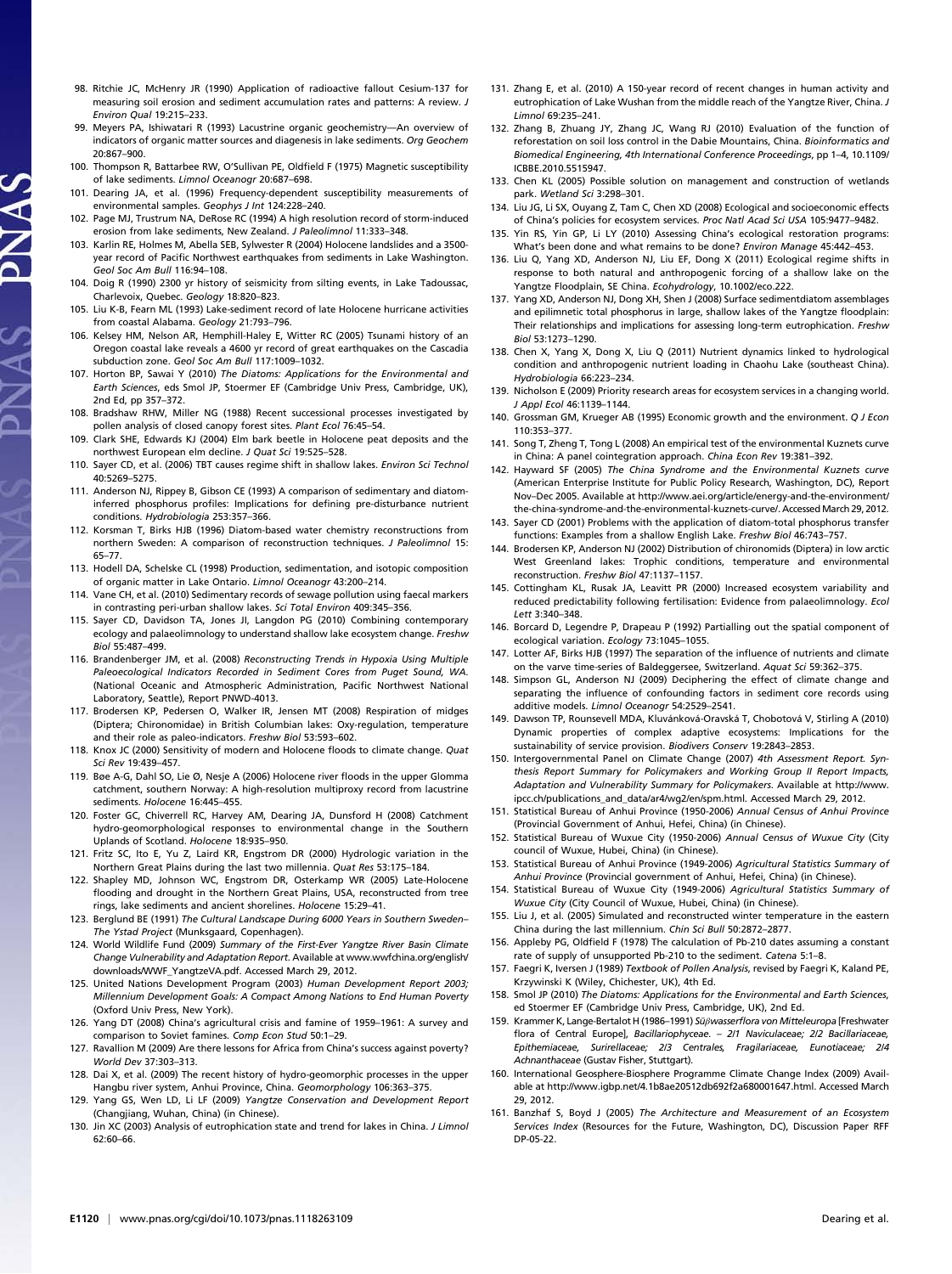98. Ritchie JC, McHenry JR (1990) Application of radioactive fallout Cesium-137 for measuring soil erosion and sediment accumulation rates and patterns: A review. *J Environ Qual* 19:215–233.
99. Meyers PA, Ishiwatari R (1993) Lacustrine organic geochemistry—An overview of indicators of organic matter sources and diagenesis in lake sediments. *Org Geochem* 20:867–900.
100. Thompson R, Battarbee RW, O'Sullivan PE, Oldfield F (1975) Magnetic susceptibility of lake sediments. *Limnol Oceanogr* 20:687–698.
101. Dearing JA, et al. (1996) Frequency-dependent susceptibility measurements of environmental samples. *Geophys J Int* 124:228–240.
102. Page MJ, Trustrum NA, DeRose RC (1994) A high resolution record of storm-induced erosion from lake sediments, New Zealand. *J Paleolimnol* 11:333–348.
103. Karlin RE, Holmes M, Abella SEB, Sylwester R (2004) Holocene landslides and a 3500-year record of Pacific Northwest earthquakes from sediments in Lake Washington. *Geol Soc Am Bull* 116:94–108.
104. Doig R (1990) 2300 yr history of seismicity from silting events, in Lake Tadoussac, Charlevoix, Quebec. *Geology* 18:820–823.
105. Liu K-B, Fearn ML (1993) Lake-sediment record of late Holocene hurricane activities from coastal Alabama. *Geology* 21:793–796.
106. Kelsey HM, Nelson AR, Hemphill-Haley E, Witter RC (2005) Tsunami history of an Oregon coastal lake reveals a 4600 yr record of great earthquakes on the Cascadia subduction zone. *Geol Soc Am Bull* 117:1009–1032.
107. Horton BP, Sawai Y (2010) *The Diatoms: Applications for the Environmental and Earth Sciences*, eds Smol JP, Stoermer EF (Cambridge Univ Press, Cambridge, UK), 2nd Ed, pp 357–372.
108. Bradshaw RHW, Miller NG (1988) Recent successional processes investigated by pollen analysis of closed canopy forest sites. *Plant Ecol* 76:45–54.
109. Clark SHE, Edwards KJ (2004) Elm bark beetle in Holocene peat deposits and the northwest European elm decline. *J Quat Sci* 19:525–528.
110. Sayer CD, et al. (2006) TBT causes regime shift in shallow lakes. *Environ Sci Technol* 40:5269–5275.
111. Anderson NJ, Rippey B, Gibson CE (1993) A comparison of sedimentary and diatom-inferred phosphorus profiles: Implications for defining pre-disturbance nutrient conditions. *Hydrobiologia* 253:357–366.
112. Korsman T, Birks HJB (1996) Diatom-based water chemistry reconstructions from northern Sweden: A comparison of reconstruction techniques. *J Paleolimnol* 15: 65–77.
113. Hodell DA, Schelske CL (1998) Production, sedimentation, and isotopic composition of organic matter in Lake Ontario. *Limnol Oceanogr* 43:200–214.
114. Vane CH, et al. (2010) Sedimentary records of sewage pollution using faecal markers in contrasting peri-urban shallow lakes. *Sci Total Environ* 409:345–356.
115. Sayer CD, Davidson TA, Jones JI, Langdon PG (2010) Combining contemporary ecology and palaeolimnology to understand shallow lake ecosystem change. *Freshw Biol* 55:487–499.
116. Brandenberger JM, et al. (2008) *Reconstructing Trends in Hypoxia Using Multiple Paleoecological Indicators Recorded in Sediment Cores from Puget Sound, WA.* (National Oceanic and Atmospheric Administration, Pacific Northwest National Laboratory, Seattle), Report PNWD-4013.
117. Brodersen KP, Pedersen O, Walker IR, Jensen MT (2008) Respiration of midges (Diptera; Chironomidae) in British Columbian lakes: Oxy-regulation, temperature and their role as paleo-indicators. *Freshw Biol* 53:593–602.
118. Knox JC (2000) Sensitivity of modern and Holocene floods to climate change. *Quat Sci Rev* 19:439–457.
119. Bøe A-G, Dahl SO, Lie Ø, Nesje A (2006) Holocene river floods in the upper Glomma catchment, southern Norway: A high-resolution multiproxy record from lacustrine sediments. *Holocene* 16:445–455.
120. Foster GC, Chiverrell RC, Harvey AM, Dearing JA, Dunsford H (2008) Catchment hydro-geomorphological responses to environmental change in the Southern Uplands of Scotland. *Holocene* 18:935–950.
121. Fritz SC, Ito E, Yu Z, Laird KR, Engstrom DR (2000) Hydrologic variation in the Northern Great Plains during the last two millennia. *Quat Res* 53:175–184.
122. Shapley MD, Johnson WC, Engstrom DR, Osterkamp WR (2005) Late-Holocene flooding and drought in the Northern Great Plains, USA, reconstructed from tree rings, lake sediments and ancient shorelines. *Holocene* 15:29–41.
123. Berglund BE (1991) *The Cultural Landscape During 6000 Years in Southern Sweden–The Ystad Project* (Munksgaard, Copenhagen).
124. World Wildlife Fund (2009) *Summary of the First-Ever Yangtze River Basin Climate Change Vulnerability and Adaptation Report.* Available at www.wwfchina.org/english/downloads/WWF_YangtzeVA.pdf. Accessed March 29, 2012.
125. United Nations Development Program (2003) *Human Development Report 2003; Millennium Development Goals: A Compact Among Nations to End Human Poverty* (Oxford Univ Press, New York).
126. Yang DT (2008) China's agricultural crisis and famine of 1959–1961: A survey and comparison to Soviet famines. *Comp Econ Stud* 50:1–29.
127. Ravallion M (2009) Are there lessons for Africa from China's success against poverty? *World Dev* 37:303–313.
128. Dai X, et al. (2009) The recent history of hydro-geomorphic processes in the upper Hangbu river system, Anhui Province, China. *Geomorphology* 106:363–375.
129. Yang GS, Wen LD, Li LF (2009) *Yangtze Conservation and Development Report* (Changjiang, Wuhan, China) (in Chinese).
130. Jin XC (2003) Analysis of eutrophication state and trend for lakes in China. *J Limnol* 62:60–66.
131. Zhang E, et al. (2010) A 150-year record of recent changes in human activity and eutrophication of Lake Wushan from the middle reach of the Yangtze River, China. *J Limnol* 69:235–241.
132. Zhang B, Zhuang JY, Zhang JC, Wang RJ (2010) Evaluation of the function of reforestation on soil loss control in the Dabie Mountains, China. *Bioinformatics and Biomedical Engineering, 4th International Conference Proceedings*, pp 1–4, 10.1109/ICBBE.2010.5515947.
133. Chen KL (2005) Possible solution on management and construction of wetlands park. *Wetland Sci* 3:298–301.
134. Liu JG, Li SX, Ouyang Z, Tam C, Chen XD (2008) Ecological and socioeconomic effects of China's policies for ecosystem services. *Proc Natl Acad Sci USA* 105:9477–9482.
135. Yin RS, Yin GP, Li LY (2010) Assessing China's ecological restoration programs: What's been done and what remains to be done? *Environ Manage* 45:442–453.
136. Liu Q, Yang XD, Anderson NJ, Liu EF, Dong X (2011) Ecological regime shifts in response to both natural and anthropogenic forcing of a shallow lake on the Yangtze Floodplain, SE China. *Ecohydrology*, 10.1002/eco.222.
137. Yang XD, Anderson NJ, Dong XH, Shen J (2008) Surface sedimentdiatom assemblages and epilimnetic total phosphorus in large, shallow lakes of the Yangtze floodplain: Their relationships and implications for assessing long-term eutrophication. *Freshw Biol* 53:1273–1290.
138. Chen X, Yang X, Dong X, Liu Q (2011) Nutrient dynamics linked to hydrological condition and anthropogenic nutrient loading in Chaohu Lake (southeast China). *Hydrobiologia* 66:223–234.
139. Nicholson E (2009) Priority research areas for ecosystem services in a changing world. *J Appl Ecol* 46:1139–1144.
140. Grossman GM, Krueger AB (1995) Economic growth and the environment. *Q J Econ* 110:353–377.
141. Song T, Zheng T, Tong L (2008) An empirical test of the environmental Kuznets curve in China: A panel cointegration approach. *China Econ Rev* 19:381–392.
142. Hayward SF (2005) *The China Syndrome and the Environmental Kuznets curve* (American Enterprise Institute for Public Policy Research, Washington, DC), Report Nov–Dec 2005. Available at http://www.aei.org/article/energy-and-the-environment/the-china-syndrome-and-the-environmental-kuznets-curve/. Accessed March 29, 2012.
143. Sayer CD (2001) Problems with the application of diatom-total phosphorus transfer functions: Examples from a shallow English Lake. *Freshw Biol* 46:743–757.
144. Brodersen KP, Anderson NJ (2002) Distribution of chironomids (Diptera) in low arctic West Greenland lakes: Trophic conditions, temperature and environmental reconstruction. *Freshw Biol* 47:1137–1157.
145. Cottingham KL, Rusak JA, Leavitt PR (2000) Increased ecosystem variability and reduced predictability following fertilisation: Evidence from palaeolimnology. *Ecol Lett* 3:340–348.
146. Borcard D, Legendre P, Drapeau P (1992) Partialling out the spatial component of ecological variation. *Ecology* 73:1045–1055.
147. Lotter AF, Birks HJB (1997) The separation of the influence of nutrients and climate on the varve time-series of Baldeggersee, Switzerland. *Aquat Sci* 59:362–375.
148. Simpson GL, Anderson NJ (2009) Deciphering the effect of climate change and separating the influence of confounding factors in sediment core records using additive models. *Limnol Oceanogr* 54:2529–2541.
149. Dawson TP, Rounsevell MDA, Kluvánková-Oravská T, Chobotová V, Stirling A (2010) Dynamic properties of complex adaptive ecosystems: Implications for the sustainability of service provision. *Biodivers Conserv* 19:2843–2853.
150. Intergovernmental Panel on Climate Change (2007) *4th Assessment Report. Synthesis Report Summary for Policymakers and Working Group II Report Impacts, Adaptation and Vulnerability Summary for Policymakers.* Available at http://www.ipcc.ch/publications_and_data/ar4/wg2/en/spm.html. Accessed March 29, 2012.
151. Statistical Bureau of Anhui Province (1950-2006) *Annual Census of Anhui Province* (Provincial Government of Anhui, Hefei, China) (in Chinese).
152. Statistical Bureau of Wuxue City (1950-2006) *Annual Census of Wuxue City* (City council of Wuxue, Hubei, China) (in Chinese).
153. Statistical Bureau of Anhui Province (1949-2006) *Agricultural Statistics Summary of Anhui Province* (Provincial government of Anhui, Hefei, China) (in Chinese).
154. Statistical Bureau of Wuxue City (1949-2006) *Agricultural Statistics Summary of Wuxue City* (City Council of Wuxue, Hubei, China) (in Chinese).
155. Liu J, et al. (2005) Simulated and reconstructed winter temperature in the eastern China during the last millennium. *Chin Sci Bull* 50:2872–2877.
156. Appleby PG, Oldfield F (1978) The calculation of Pb-210 dates assuming a constant rate of supply of unsupported Pb-210 to the sediment. *Catena* 5:1–8.
157. Faegri K, Iversen J (1989) *Textbook of Pollen Analysis*, revised by Faegri K, Kaland PE, Krzywinski K (Wiley, Chichester, UK), 4th Ed.
158. Smol JP (2010) *The Diatoms: Applications for the Environmental and Earth Sciences*, ed Stoermer EF (Cambridge Univ Press, Cambridge, UK), 2nd Ed.
159. Krammer K, Lange-Bertalot H (1986–1991) *Süßwasserflora von Mitteleuropa* [Freshwater flora of Central Europe], *Bacillariophyceae. – 2/1 Naviculaceae; 2/2 Bacillariaceae, Epithemiaceae, Surirellaceae; 2/3 Centrales, Fragilariaceae, Eunotiaceae; 2/4 Achnanthaceae* (Gustav Fisher, Stuttgart).
160. International Geosphere-Biosphere Programme Climate Change Index (2009) Available at http://www.igbp.net/4.1b8ae20512db692f2a680001647.html. Accessed March 29, 2012.
161. Banzhaf S, Boyd J (2005) *The Architecture and Measurement of an Ecosystem Services Index* (Resources for the Future, Washington, DC), Discussion Paper RFF DP-05-22.